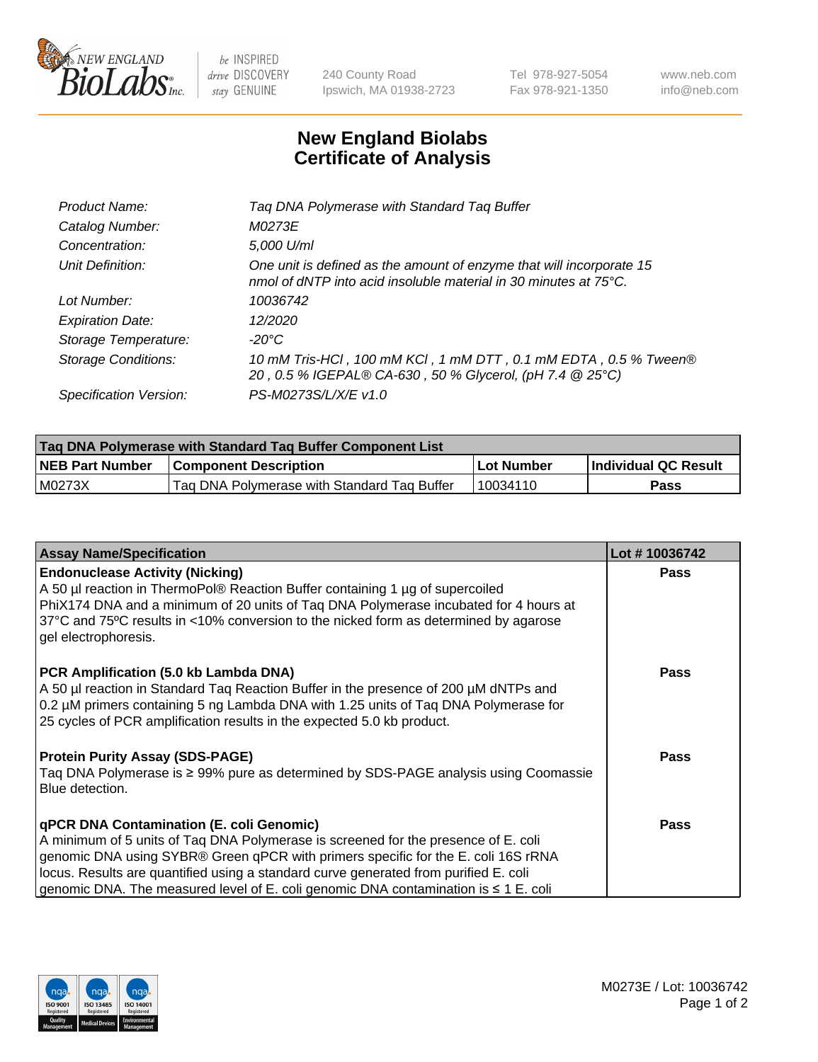# New England Biolabs Certificate of Analysis

| | |
|---|---|
| *Product Name:* | *Taq DNA Polymerase with Standard Taq Buffer* |
| *Catalog Number:* | *M0273E* |
| *Concentration:* | *5,000 U/ml* |
| *Unit Definition:* | *One unit is defined as the amount of enzyme that will incorporate 15 nmol of dNTP into acid insoluble material in 30 minutes at 75°C.* |
| *Lot Number:* | *10036742* |
| *Expiration Date:* | *12/2020* |
| *Storage Temperature:* | *-20°C* |
| *Storage Conditions:* | *10 mM Tris-HCl , 100 mM KCl , 1 mM DTT , 0.1 mM EDTA , 0.5 % Tween® 20 , 0.5 % IGEPAL® CA-630 , 50 % Glycerol, (pH 7.4 @ 25°C)* |
| *Specification Version:* | *PS-M0273S/L/X/E v1.0* |

| Taq DNA Polymerase with Standard Taq Buffer Component List | | | |
|---|---|---|---|
| **NEB Part Number** | **Component Description** | **Lot Number** | **Individual QC Result** |
| M0273X | Taq DNA Polymerase with Standard Taq Buffer | 10034110 | **Pass** |

| Assay Name/Specification | Lot # 10036742 |
|---|---|
| **Endonuclease Activity (Nicking)**<br>A 50 µl reaction in ThermoPol® Reaction Buffer containing 1 µg of supercoiled PhiX174 DNA and a minimum of 20 units of Taq DNA Polymerase incubated for 4 hours at 37°C and 75ºC results in <10% conversion to the nicked form as determined by agarose gel electrophoresis. | **Pass** |
| **PCR Amplification (5.0 kb Lambda DNA)**<br>A 50 µl reaction in Standard Taq Reaction Buffer in the presence of 200 µM dNTPs and 0.2 µM primers containing 5 ng Lambda DNA with 1.25 units of Taq DNA Polymerase for 25 cycles of PCR amplification results in the expected 5.0 kb product. | **Pass** |
| **Protein Purity Assay (SDS-PAGE)**<br>Taq DNA Polymerase is ≥ 99% pure as determined by SDS-PAGE analysis using Coomassie Blue detection. | **Pass** |
| **qPCR DNA Contamination (E. coli Genomic)**<br>A minimum of 5 units of Taq DNA Polymerase is screened for the presence of E. coli genomic DNA using SYBR® Green qPCR with primers specific for the E. coli 16S rRNA locus. Results are quantified using a standard curve generated from purified E. coli genomic DNA. The measured level of E. coli genomic DNA contamination is ≤ 1 E. coli | **Pass** |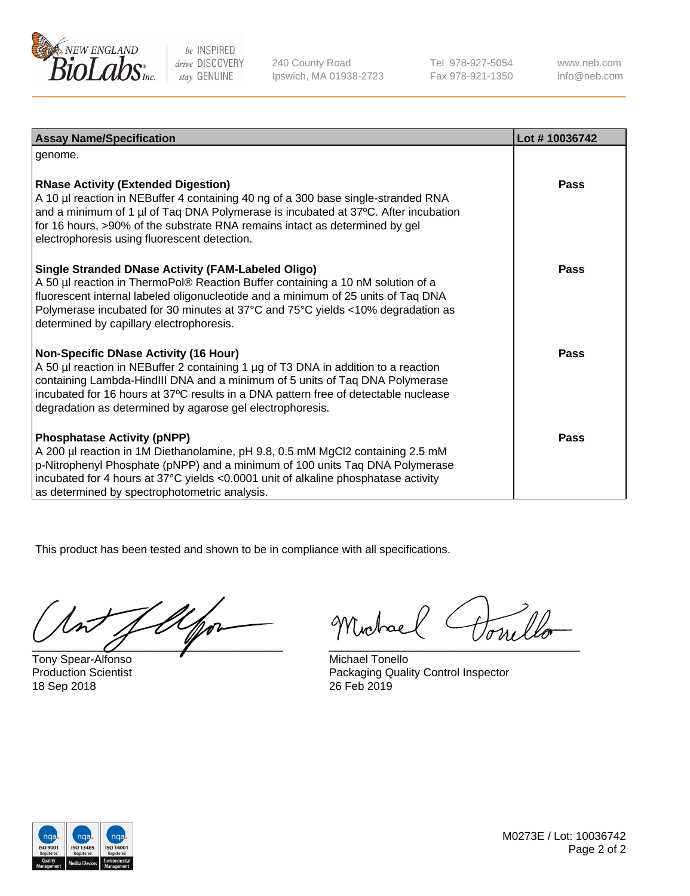| Assay Name/Specification | Lot # 10036742 |
|---|---|
| genome. | |
| **RNase Activity (Extended Digestion)**<br>A 10 µl reaction in NEBuffer 4 containing 40 ng of a 300 base single-stranded RNA and a minimum of 1 µl of Taq DNA Polymerase is incubated at 37ºC. After incubation for 16 hours, >90% of the substrate RNA remains intact as determined by gel electrophoresis using fluorescent detection. | **Pass** |
| **Single Stranded DNase Activity (FAM-Labeled Oligo)**<br>A 50 µl reaction in ThermoPol® Reaction Buffer containing a 10 nM solution of a fluorescent internal labeled oligonucleotide and a minimum of 25 units of Taq DNA Polymerase incubated for 30 minutes at 37°C and 75°C yields <10% degradation as determined by capillary electrophoresis. | **Pass** |
| **Non-Specific DNase Activity (16 Hour)**<br>A 50 µl reaction in NEBuffer 2 containing 1 µg of T3 DNA in addition to a reaction containing Lambda-HindIII DNA and a minimum of 5 units of Taq DNA Polymerase incubated for 16 hours at 37ºC results in a DNA pattern free of detectable nuclease degradation as determined by agarose gel electrophoresis. | **Pass** |
| **Phosphatase Activity (pNPP)**<br>A 200 µl reaction in 1M Diethanolamine, pH 9.8, 0.5 mM $MgCl_2$ containing 2.5 mM p-Nitrophenyl Phosphate (pNPP) and a minimum of 100 units Taq DNA Polymerase incubated for 4 hours at 37°C yields <0.0001 unit of alkaline phosphatase activity as determined by spectrophotometric analysis. | **Pass** |

This product has been tested and shown to be in compliance with all specifications.

Tony Spear-Alfonso
Production Scientist
18 Sep 2018

Michael Tonello
Packaging Quality Control Inspector
26 Feb 2019

M0273E / Lot: 10036742